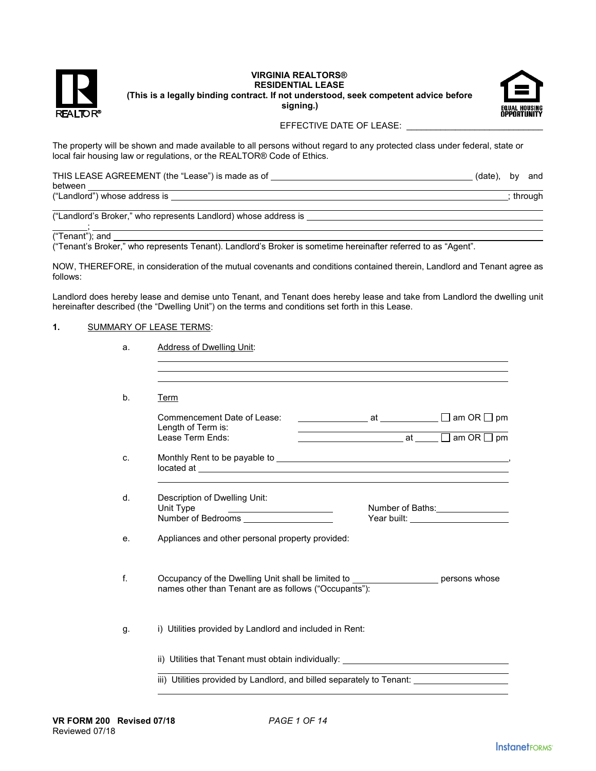# VIRGINIA REALTORS®
## RESIDENTIAL LEASE

**(This is a legally binding contract. If not understood, seek competent advice before signing.)**

EFFECTIVE DATE OF LEASE: ____________________________

The property will be shown and made available to all persons without regard to any protected class under federal, state or local fair housing law or regulations, or the REALTOR® Code of Ethics.

THIS LEASE AGREEMENT (the "Lease") is made as of ________________________________________ (date), by and between ______________________________________________________________________________ ("Landlord") whose address is ______________________________________________________________; through ______________________________________________________________________________ ("Landlord's Broker," who represents Landlord) whose address is ______________________________________ ________; ______________________________________________________________________________ ("Tenant"); and ______________________________________________________________________ ("Tenant's Broker," who represents Tenant). Landlord's Broker is sometime hereinafter referred to as "Agent".

NOW, THEREFORE, in consideration of the mutual covenants and conditions contained therein, Landlord and Tenant agree as follows:

Landlord does hereby lease and demise unto Tenant, and Tenant does hereby lease and take from Landlord the dwelling unit hereinafter described (the "Dwelling Unit") on the terms and conditions set forth in this Lease.

**1.** SUMMARY OF LEASE TERMS:

a. Address of Dwelling Unit:

______________________________________________________________
______________________________________________________________
______________________________________________________________

b. Term

Commencement Date of Lease: ______________ at ____________ ☐ am OR ☐ pm
Length of Term is: ________________________________
Lease Term Ends: ______________________ at ______ ☐ am OR ☐ pm

c. Monthly Rent to be payable to ____________________________________________________,
located at ______________________________________________________________
______________________________________________________________

d. Description of Dwelling Unit:
Unit Type ______________________ Number of Baths: ______________
Number of Bedrooms ________________ Year built: __________________

e. Appliances and other personal property provided:

f. Occupancy of the Dwelling Unit shall be limited to ________________ persons whose names other than Tenant are as follows ("Occupants"):

g. i) Utilities provided by Landlord and included in Rent:

ii) Utilities that Tenant must obtain individually: ________________________________
______________________________________________________________

iii) Utilities provided by Landlord, and billed separately to Tenant: __________________
______________________________________________________________

VR FORM 200 Revised 07/18
Reviewed 07/18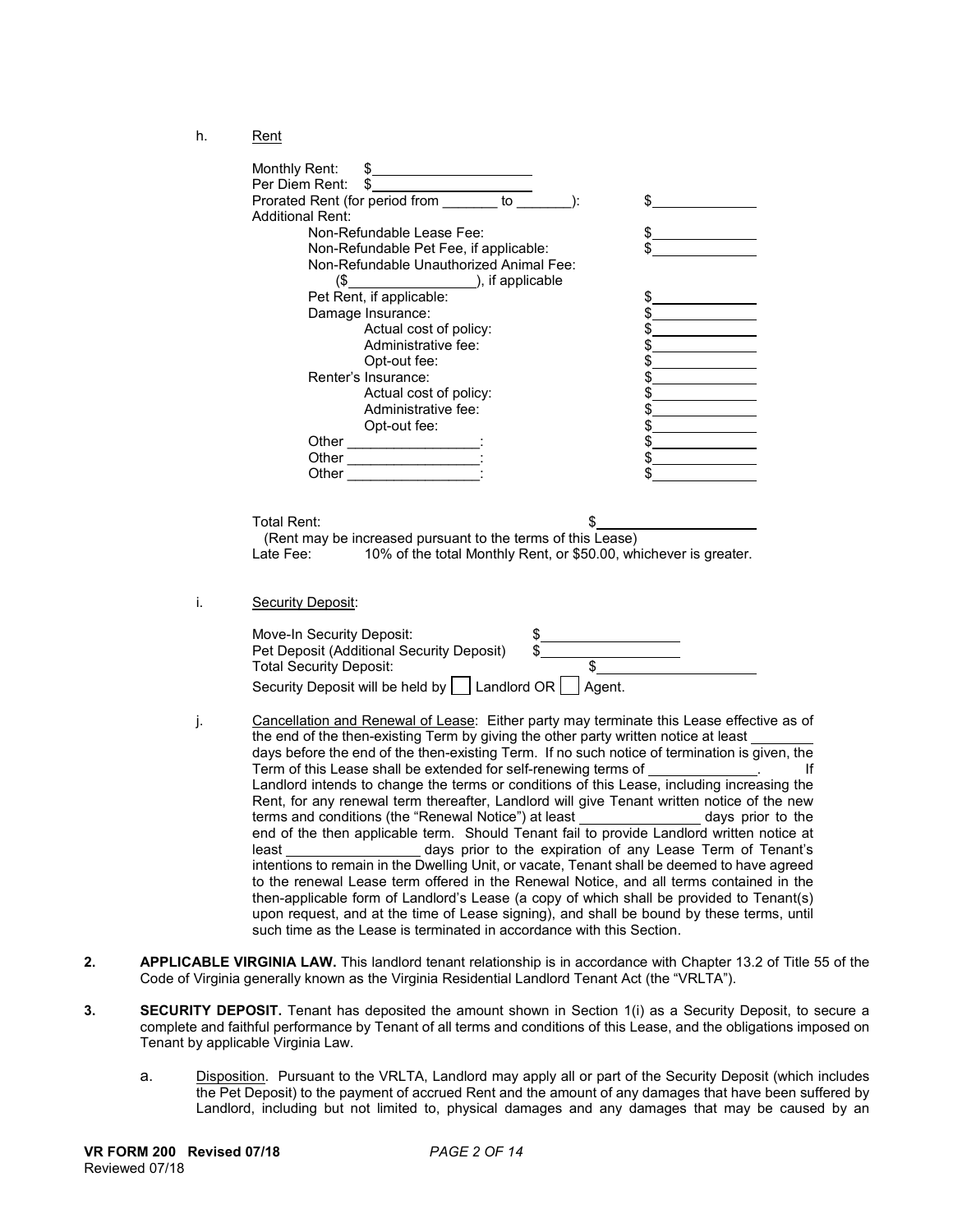h. Rent

Monthly Rent: $\_\_\_\_\_\_\_\_\_\_\_\_\_\_\_\_\_\_\_\_

Per Diem Rent: $\_\_\_\_\_\_\_\_\_\_\_\_\_\_\_\_\_\_\_\_

Prorated Rent (for period from _______ to _______): $\_\_\_\_\_\_\_\_\_\_\_\_\_\_

Additional Rent:

- Non-Refundable Lease Fee: $\_\_\_\_\_\_\_\_\_\_\_\_\_\_
- Non-Refundable Pet Fee, if applicable: $\_\_\_\_\_\_\_\_\_\_\_\_\_\_
- Non-Refundable Unauthorized Animal Fee: ($\_\_\_\_\_\_\_\_\_\_\_\_\_\_\_\_), if applicable
- Pet Rent, if applicable: $\_\_\_\_\_\_\_\_\_\_\_\_\_\_
- Damage Insurance: $\_\_\_\_\_\_\_\_\_\_\_\_\_\_
  - Actual cost of policy: $\_\_\_\_\_\_\_\_\_\_\_\_\_\_
  - Administrative fee: $\_\_\_\_\_\_\_\_\_\_\_\_\_\_
  - Opt-out fee: $\_\_\_\_\_\_\_\_\_\_\_\_\_\_
- Renter's Insurance: $\_\_\_\_\_\_\_\_\_\_\_\_\_\_
  - Actual cost of policy: $\_\_\_\_\_\_\_\_\_\_\_\_\_\_
  - Administrative fee: $\_\_\_\_\_\_\_\_\_\_\_\_\_\_
  - Opt-out fee: $\_\_\_\_\_\_\_\_\_\_\_\_\_\_
- Other _________________: $\_\_\_\_\_\_\_\_\_\_\_\_\_\_
- Other _________________: $\_\_\_\_\_\_\_\_\_\_\_\_\_\_
- Other _________________: $\_\_\_\_\_\_\_\_\_\_\_\_\_\_

Total Rent: $\_\_\_\_\_\_\_\_\_\_\_\_\_\_\_\_\_\_\_\_\_\_

(Rent may be increased pursuant to the terms of this Lease)

Late Fee: 10% of the total Monthly Rent, or $50.00, whichever is greater.

i. Security Deposit:

Move-In Security Deposit: $\_\_\_\_\_\_\_\_\_\_\_\_\_\_\_\_\_\_

Pet Deposit (Additional Security Deposit) $\_\_\_\_\_\_\_\_\_\_\_\_\_\_\_\_\_\_

Total Security Deposit: $\_\_\_\_\_\_\_\_\_\_\_\_\_\_\_\_\_\_\_\_\_\_

Security Deposit will be held by ☐ Landlord OR ☐ Agent.

j. Cancellation and Renewal of Lease: Either party may terminate this Lease effective as of the end of the then-existing Term by giving the other party written notice at least ________ days before the end of the then-existing Term. If no such notice of termination is given, the Term of this Lease shall be extended for self-renewing terms of ______________. If Landlord intends to change the terms or conditions of this Lease, including increasing the Rent, for any renewal term thereafter, Landlord will give Tenant written notice of the new terms and conditions (the "Renewal Notice") at least _______________ days prior to the end of the then applicable term. Should Tenant fail to provide Landlord written notice at least _________________ days prior to the expiration of any Lease Term of Tenant's intentions to remain in the Dwelling Unit, or vacate, Tenant shall be deemed to have agreed to the renewal Lease term offered in the Renewal Notice, and all terms contained in the then-applicable form of Landlord's Lease (a copy of which shall be provided to Tenant(s) upon request, and at the time of Lease signing), and shall be bound by these terms, until such time as the Lease is terminated in accordance with this Section.

**2. APPLICABLE VIRGINIA LAW.** This landlord tenant relationship is in accordance with Chapter 13.2 of Title 55 of the Code of Virginia generally known as the Virginia Residential Landlord Tenant Act (the "VRLTA").

**3. SECURITY DEPOSIT.** Tenant has deposited the amount shown in Section 1(i) as a Security Deposit, to secure a complete and faithful performance by Tenant of all terms and conditions of this Lease, and the obligations imposed on Tenant by applicable Virginia Law.

a. Disposition. Pursuant to the VRLTA, Landlord may apply all or part of the Security Deposit (which includes the Pet Deposit) to the payment of accrued Rent and the amount of any damages that have been suffered by Landlord, including but not limited to, physical damages and any damages that may be caused by an

**VR FORM 200 Revised 07/18**
Reviewed 07/18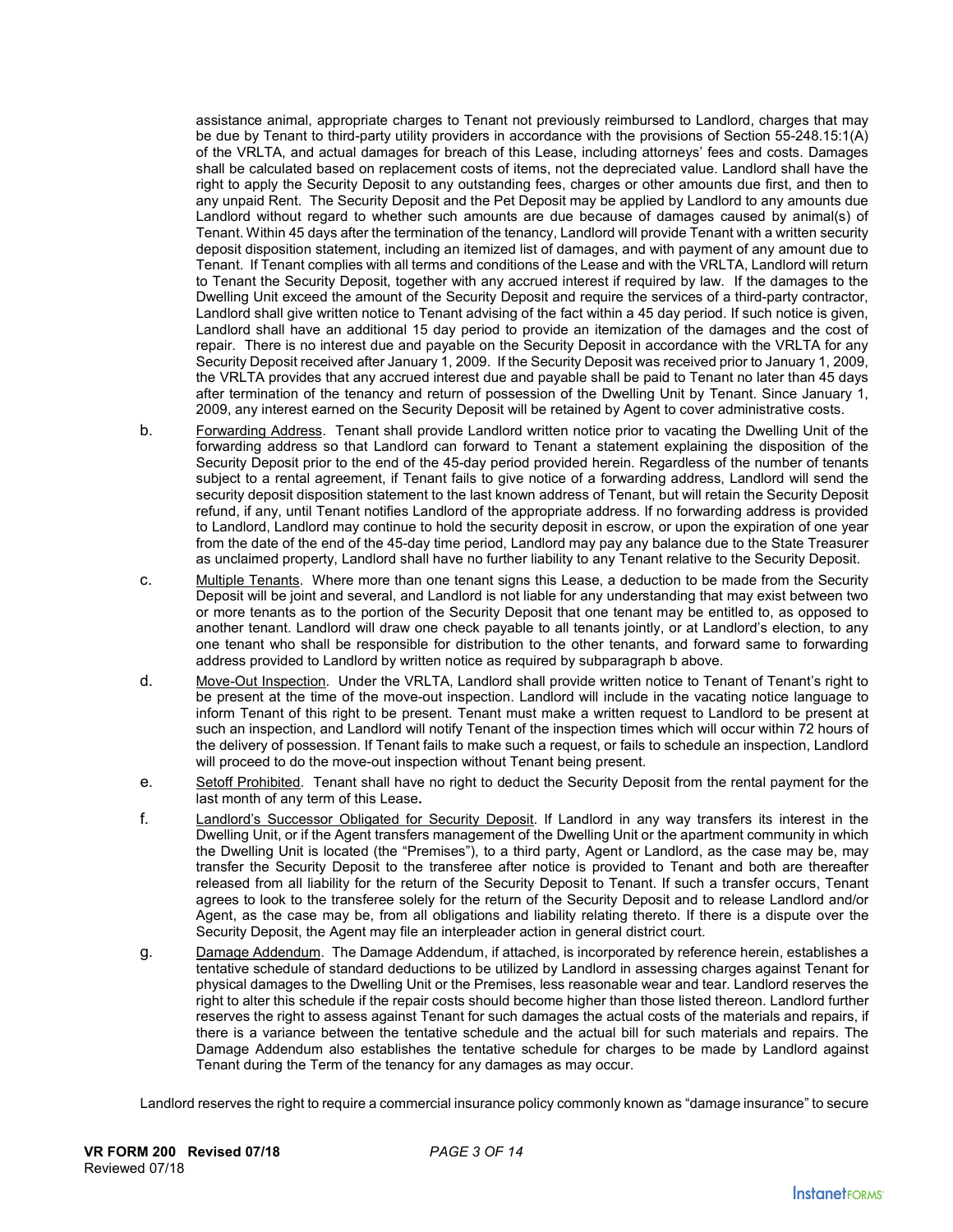assistance animal, appropriate charges to Tenant not previously reimbursed to Landlord, charges that may be due by Tenant to third-party utility providers in accordance with the provisions of Section 55-248.15:1(A) of the VRLTA, and actual damages for breach of this Lease, including attorneys' fees and costs. Damages shall be calculated based on replacement costs of items, not the depreciated value. Landlord shall have the right to apply the Security Deposit to any outstanding fees, charges or other amounts due first, and then to any unpaid Rent. The Security Deposit and the Pet Deposit may be applied by Landlord to any amounts due Landlord without regard to whether such amounts are due because of damages caused by animal(s) of Tenant. Within 45 days after the termination of the tenancy, Landlord will provide Tenant with a written security deposit disposition statement, including an itemized list of damages, and with payment of any amount due to Tenant. If Tenant complies with all terms and conditions of the Lease and with the VRLTA, Landlord will return to Tenant the Security Deposit, together with any accrued interest if required by law. If the damages to the Dwelling Unit exceed the amount of the Security Deposit and require the services of a third-party contractor, Landlord shall give written notice to Tenant advising of the fact within a 45 day period. If such notice is given, Landlord shall have an additional 15 day period to provide an itemization of the damages and the cost of repair. There is no interest due and payable on the Security Deposit in accordance with the VRLTA for any Security Deposit received after January 1, 2009. If the Security Deposit was received prior to January 1, 2009, the VRLTA provides that any accrued interest due and payable shall be paid to Tenant no later than 45 days after termination of the tenancy and return of possession of the Dwelling Unit by Tenant. Since January 1, 2009, any interest earned on the Security Deposit will be retained by Agent to cover administrative costs.

b. Forwarding Address. Tenant shall provide Landlord written notice prior to vacating the Dwelling Unit of the forwarding address so that Landlord can forward to Tenant a statement explaining the disposition of the Security Deposit prior to the end of the 45-day period provided herein. Regardless of the number of tenants subject to a rental agreement, if Tenant fails to give notice of a forwarding address, Landlord will send the security deposit disposition statement to the last known address of Tenant, but will retain the Security Deposit refund, if any, until Tenant notifies Landlord of the appropriate address. If no forwarding address is provided to Landlord, Landlord may continue to hold the security deposit in escrow, or upon the expiration of one year from the date of the end of the 45-day time period, Landlord may pay any balance due to the State Treasurer as unclaimed property, Landlord shall have no further liability to any Tenant relative to the Security Deposit.

c. Multiple Tenants. Where more than one tenant signs this Lease, a deduction to be made from the Security Deposit will be joint and several, and Landlord is not liable for any understanding that may exist between two or more tenants as to the portion of the Security Deposit that one tenant may be entitled to, as opposed to another tenant. Landlord will draw one check payable to all tenants jointly, or at Landlord's election, to any one tenant who shall be responsible for distribution to the other tenants, and forward same to forwarding address provided to Landlord by written notice as required by subparagraph b above.

d. Move-Out Inspection. Under the VRLTA, Landlord shall provide written notice to Tenant of Tenant's right to be present at the time of the move-out inspection. Landlord will include in the vacating notice language to inform Tenant of this right to be present. Tenant must make a written request to Landlord to be present at such an inspection, and Landlord will notify Tenant of the inspection times which will occur within 72 hours of the delivery of possession. If Tenant fails to make such a request, or fails to schedule an inspection, Landlord will proceed to do the move-out inspection without Tenant being present.

e. Setoff Prohibited. Tenant shall have no right to deduct the Security Deposit from the rental payment for the last month of any term of this Lease.

f. Landlord's Successor Obligated for Security Deposit. If Landlord in any way transfers its interest in the Dwelling Unit, or if the Agent transfers management of the Dwelling Unit or the apartment community in which the Dwelling Unit is located (the "Premises"), to a third party, Agent or Landlord, as the case may be, may transfer the Security Deposit to the transferee after notice is provided to Tenant and both are thereafter released from all liability for the return of the Security Deposit to Tenant. If such a transfer occurs, Tenant agrees to look to the transferee solely for the return of the Security Deposit and to release Landlord and/or Agent, as the case may be, from all obligations and liability relating thereto. If there is a dispute over the Security Deposit, the Agent may file an interpleader action in general district court.

g. Damage Addendum. The Damage Addendum, if attached, is incorporated by reference herein, establishes a tentative schedule of standard deductions to be utilized by Landlord in assessing charges against Tenant for physical damages to the Dwelling Unit or the Premises, less reasonable wear and tear. Landlord reserves the right to alter this schedule if the repair costs should become higher than those listed thereon. Landlord further reserves the right to assess against Tenant for such damages the actual costs of the materials and repairs, if there is a variance between the tentative schedule and the actual bill for such materials and repairs. The Damage Addendum also establishes the tentative schedule for charges to be made by Landlord against Tenant during the Term of the tenancy for any damages as may occur.

Landlord reserves the right to require a commercial insurance policy commonly known as "damage insurance" to secure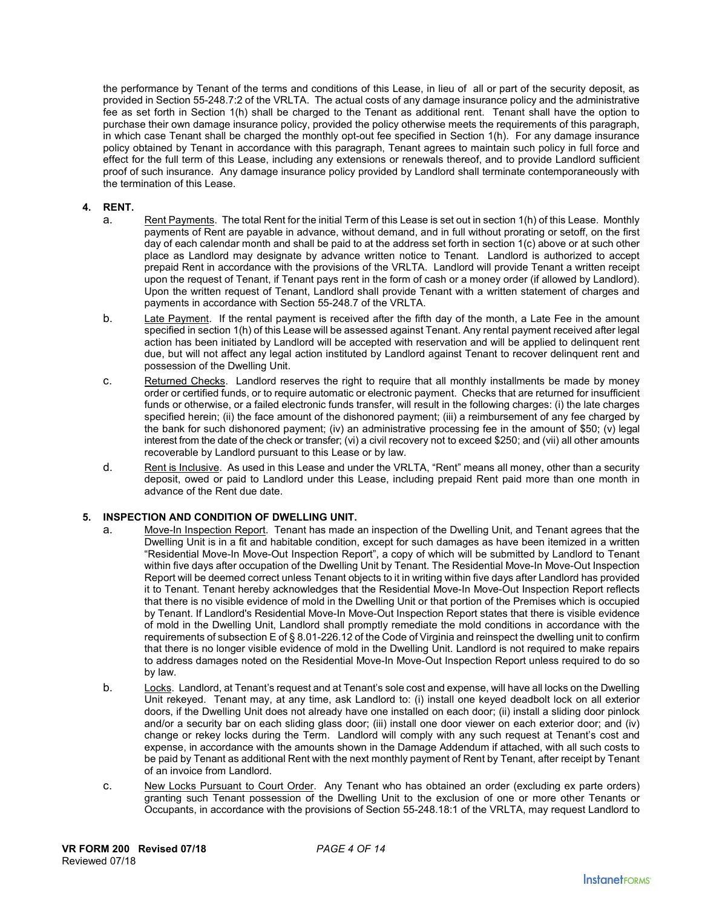the performance by Tenant of the terms and conditions of this Lease, in lieu of all or part of the security deposit, as provided in Section 55-248.7:2 of the VRLTA. The actual costs of any damage insurance policy and the administrative fee as set forth in Section 1(h) shall be charged to the Tenant as additional rent. Tenant shall have the option to purchase their own damage insurance policy, provided the policy otherwise meets the requirements of this paragraph, in which case Tenant shall be charged the monthly opt-out fee specified in Section 1(h). For any damage insurance policy obtained by Tenant in accordance with this paragraph, Tenant agrees to maintain such policy in full force and effect for the full term of this Lease, including any extensions or renewals thereof, and to provide Landlord sufficient proof of such insurance. Any damage insurance policy provided by Landlord shall terminate contemporaneously with the termination of this Lease.

**4. RENT.**

a. Rent Payments. The total Rent for the initial Term of this Lease is set out in section 1(h) of this Lease. Monthly payments of Rent are payable in advance, without demand, and in full without prorating or setoff, on the first day of each calendar month and shall be paid to at the address set forth in section 1(c) above or at such other place as Landlord may designate by advance written notice to Tenant. Landlord is authorized to accept prepaid Rent in accordance with the provisions of the VRLTA. Landlord will provide Tenant a written receipt upon the request of Tenant, if Tenant pays rent in the form of cash or a money order (if allowed by Landlord). Upon the written request of Tenant, Landlord shall provide Tenant with a written statement of charges and payments in accordance with Section 55-248.7 of the VRLTA.

b. Late Payment. If the rental payment is received after the fifth day of the month, a Late Fee in the amount specified in section 1(h) of this Lease will be assessed against Tenant. Any rental payment received after legal action has been initiated by Landlord will be accepted with reservation and will be applied to delinquent rent due, but will not affect any legal action instituted by Landlord against Tenant to recover delinquent rent and possession of the Dwelling Unit.

c. Returned Checks. Landlord reserves the right to require that all monthly installments be made by money order or certified funds, or to require automatic or electronic payment. Checks that are returned for insufficient funds or otherwise, or a failed electronic funds transfer, will result in the following charges: (i) the late charges specified herein; (ii) the face amount of the dishonored payment; (iii) a reimbursement of any fee charged by the bank for such dishonored payment; (iv) an administrative processing fee in the amount of $50; (v) legal interest from the date of the check or transfer; (vi) a civil recovery not to exceed $250; and (vii) all other amounts recoverable by Landlord pursuant to this Lease or by law.

d. Rent is Inclusive. As used in this Lease and under the VRLTA, "Rent" means all money, other than a security deposit, owed or paid to Landlord under this Lease, including prepaid Rent paid more than one month in advance of the Rent due date.

**5. INSPECTION AND CONDITION OF DWELLING UNIT.**

a. Move-In Inspection Report. Tenant has made an inspection of the Dwelling Unit, and Tenant agrees that the Dwelling Unit is in a fit and habitable condition, except for such damages as have been itemized in a written "Residential Move-In Move-Out Inspection Report", a copy of which will be submitted by Landlord to Tenant within five days after occupation of the Dwelling Unit by Tenant. The Residential Move-In Move-Out Inspection Report will be deemed correct unless Tenant objects to it in writing within five days after Landlord has provided it to Tenant. Tenant hereby acknowledges that the Residential Move-In Move-Out Inspection Report reflects that there is no visible evidence of mold in the Dwelling Unit or that portion of the Premises which is occupied by Tenant. If Landlord's Residential Move-In Move-Out Inspection Report states that there is visible evidence of mold in the Dwelling Unit, Landlord shall promptly remediate the mold conditions in accordance with the requirements of subsection E of § 8.01-226.12 of the Code of Virginia and reinspect the dwelling unit to confirm that there is no longer visible evidence of mold in the Dwelling Unit. Landlord is not required to make repairs to address damages noted on the Residential Move-In Move-Out Inspection Report unless required to do so by law.

b. Locks. Landlord, at Tenant's request and at Tenant's sole cost and expense, will have all locks on the Dwelling Unit rekeyed. Tenant may, at any time, ask Landlord to: (i) install one keyed deadbolt lock on all exterior doors, if the Dwelling Unit does not already have one installed on each door; (ii) install a sliding door pinlock and/or a security bar on each sliding glass door; (iii) install one door viewer on each exterior door; and (iv) change or rekey locks during the Term. Landlord will comply with any such request at Tenant's cost and expense, in accordance with the amounts shown in the Damage Addendum if attached, with all such costs to be paid by Tenant as additional Rent with the next monthly payment of Rent by Tenant, after receipt by Tenant of an invoice from Landlord.

c. New Locks Pursuant to Court Order. Any Tenant who has obtained an order (excluding ex parte orders) granting such Tenant possession of the Dwelling Unit to the exclusion of one or more other Tenants or Occupants, in accordance with the provisions of Section 55-248.18:1 of the VRLTA, may request Landlord to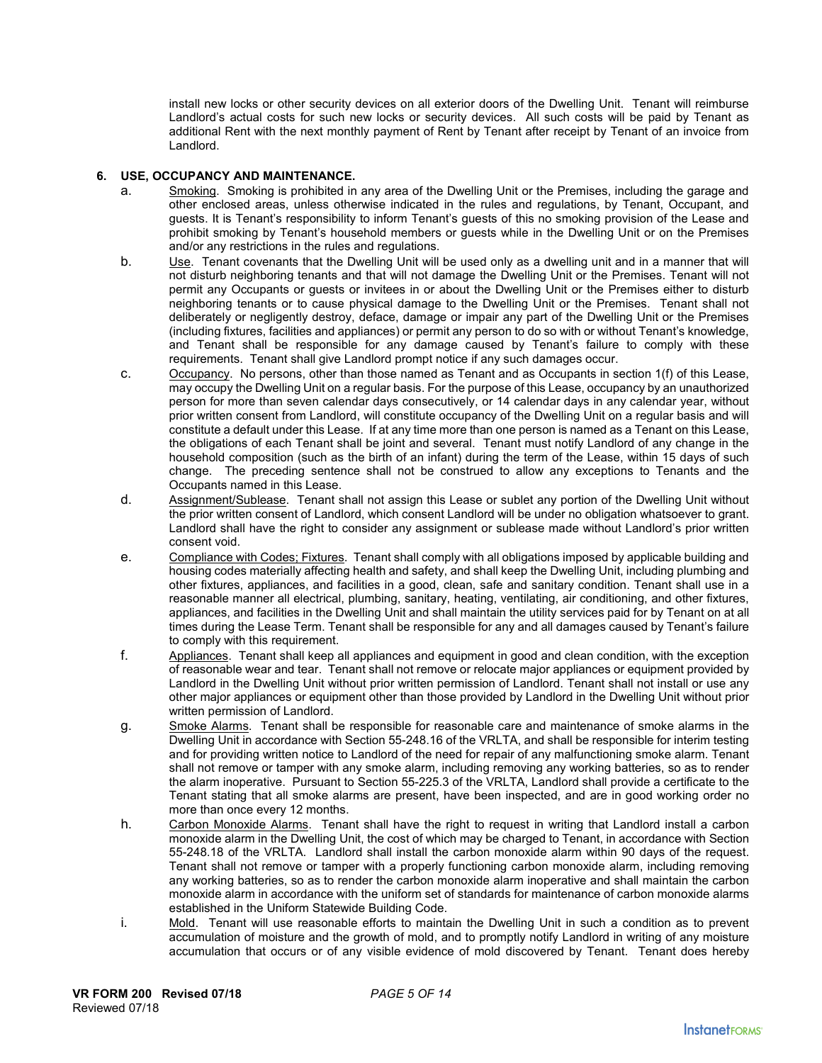install new locks or other security devices on all exterior doors of the Dwelling Unit. Tenant will reimburse Landlord's actual costs for such new locks or security devices. All such costs will be paid by Tenant as additional Rent with the next monthly payment of Rent by Tenant after receipt by Tenant of an invoice from Landlord.

**6. USE, OCCUPANCY AND MAINTENANCE.**

a. Smoking. Smoking is prohibited in any area of the Dwelling Unit or the Premises, including the garage and other enclosed areas, unless otherwise indicated in the rules and regulations, by Tenant, Occupant, and guests. It is Tenant's responsibility to inform Tenant's guests of this no smoking provision of the Lease and prohibit smoking by Tenant's household members or guests while in the Dwelling Unit or on the Premises and/or any restrictions in the rules and regulations.

b. Use. Tenant covenants that the Dwelling Unit will be used only as a dwelling unit and in a manner that will not disturb neighboring tenants and that will not damage the Dwelling Unit or the Premises. Tenant will not permit any Occupants or guests or invitees in or about the Dwelling Unit or the Premises either to disturb neighboring tenants or to cause physical damage to the Dwelling Unit or the Premises. Tenant shall not deliberately or negligently destroy, deface, damage or impair any part of the Dwelling Unit or the Premises (including fixtures, facilities and appliances) or permit any person to do so with or without Tenant's knowledge, and Tenant shall be responsible for any damage caused by Tenant's failure to comply with these requirements. Tenant shall give Landlord prompt notice if any such damages occur.

c. Occupancy. No persons, other than those named as Tenant and as Occupants in section 1(f) of this Lease, may occupy the Dwelling Unit on a regular basis. For the purpose of this Lease, occupancy by an unauthorized person for more than seven calendar days consecutively, or 14 calendar days in any calendar year, without prior written consent from Landlord, will constitute occupancy of the Dwelling Unit on a regular basis and will constitute a default under this Lease. If at any time more than one person is named as a Tenant on this Lease, the obligations of each Tenant shall be joint and several. Tenant must notify Landlord of any change in the household composition (such as the birth of an infant) during the term of the Lease, within 15 days of such change. The preceding sentence shall not be construed to allow any exceptions to Tenants and the Occupants named in this Lease.

d. Assignment/Sublease. Tenant shall not assign this Lease or sublet any portion of the Dwelling Unit without the prior written consent of Landlord, which consent Landlord will be under no obligation whatsoever to grant. Landlord shall have the right to consider any assignment or sublease made without Landlord's prior written consent void.

e. Compliance with Codes; Fixtures. Tenant shall comply with all obligations imposed by applicable building and housing codes materially affecting health and safety, and shall keep the Dwelling Unit, including plumbing and other fixtures, appliances, and facilities in a good, clean, safe and sanitary condition. Tenant shall use in a reasonable manner all electrical, plumbing, sanitary, heating, ventilating, air conditioning, and other fixtures, appliances, and facilities in the Dwelling Unit and shall maintain the utility services paid for by Tenant on at all times during the Lease Term. Tenant shall be responsible for any and all damages caused by Tenant's failure to comply with this requirement.

f. Appliances. Tenant shall keep all appliances and equipment in good and clean condition, with the exception of reasonable wear and tear. Tenant shall not remove or relocate major appliances or equipment provided by Landlord in the Dwelling Unit without prior written permission of Landlord. Tenant shall not install or use any other major appliances or equipment other than those provided by Landlord in the Dwelling Unit without prior written permission of Landlord.

g. Smoke Alarms. Tenant shall be responsible for reasonable care and maintenance of smoke alarms in the Dwelling Unit in accordance with Section 55-248.16 of the VRLTA, and shall be responsible for interim testing and for providing written notice to Landlord of the need for repair of any malfunctioning smoke alarm. Tenant shall not remove or tamper with any smoke alarm, including removing any working batteries, so as to render the alarm inoperative. Pursuant to Section 55-225.3 of the VRLTA, Landlord shall provide a certificate to the Tenant stating that all smoke alarms are present, have been inspected, and are in good working order no more than once every 12 months.

h. Carbon Monoxide Alarms. Tenant shall have the right to request in writing that Landlord install a carbon monoxide alarm in the Dwelling Unit, the cost of which may be charged to Tenant, in accordance with Section 55-248.18 of the VRLTA. Landlord shall install the carbon monoxide alarm within 90 days of the request. Tenant shall not remove or tamper with a properly functioning carbon monoxide alarm, including removing any working batteries, so as to render the carbon monoxide alarm inoperative and shall maintain the carbon monoxide alarm in accordance with the uniform set of standards for maintenance of carbon monoxide alarms established in the Uniform Statewide Building Code.

i. Mold. Tenant will use reasonable efforts to maintain the Dwelling Unit in such a condition as to prevent accumulation of moisture and the growth of mold, and to promptly notify Landlord in writing of any moisture accumulation that occurs or of any visible evidence of mold discovered by Tenant. Tenant does hereby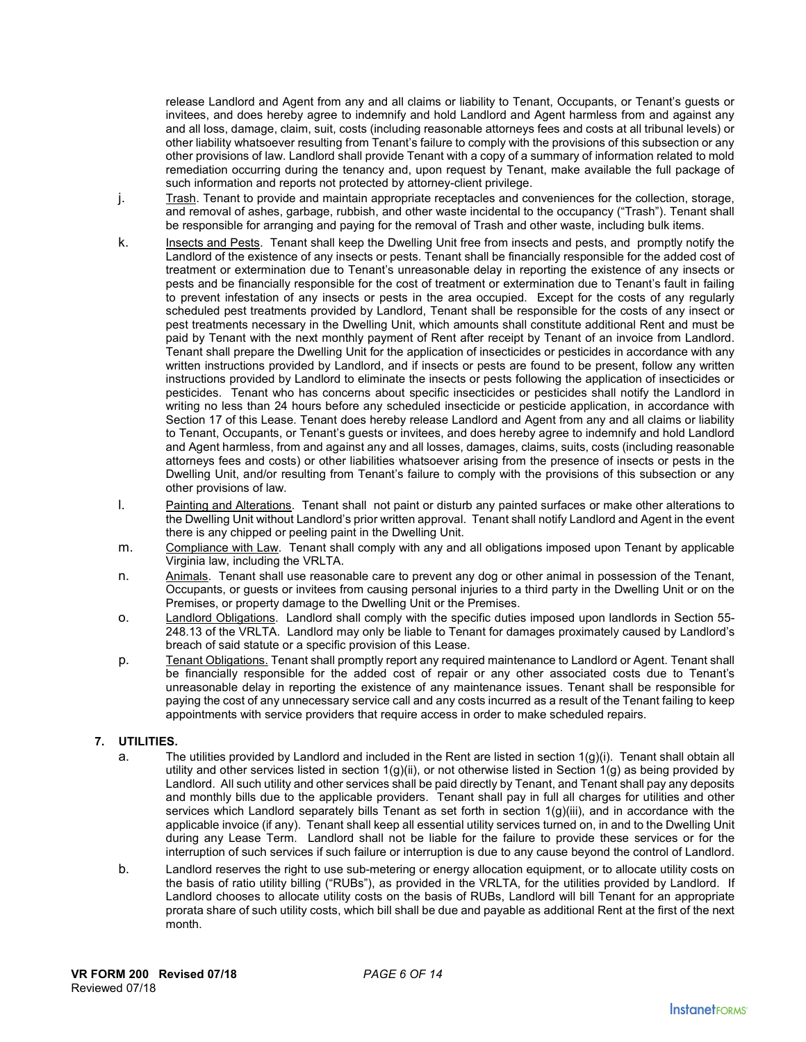release Landlord and Agent from any and all claims or liability to Tenant, Occupants, or Tenant's guests or invitees, and does hereby agree to indemnify and hold Landlord and Agent harmless from and against any and all loss, damage, claim, suit, costs (including reasonable attorneys fees and costs at all tribunal levels) or other liability whatsoever resulting from Tenant's failure to comply with the provisions of this subsection or any other provisions of law. Landlord shall provide Tenant with a copy of a summary of information related to mold remediation occurring during the tenancy and, upon request by Tenant, make available the full package of such information and reports not protected by attorney-client privilege.

j. Trash. Tenant to provide and maintain appropriate receptacles and conveniences for the collection, storage, and removal of ashes, garbage, rubbish, and other waste incidental to the occupancy ("Trash"). Tenant shall be responsible for arranging and paying for the removal of Trash and other waste, including bulk items.

k. Insects and Pests. Tenant shall keep the Dwelling Unit free from insects and pests, and promptly notify the Landlord of the existence of any insects or pests. Tenant shall be financially responsible for the added cost of treatment or extermination due to Tenant's unreasonable delay in reporting the existence of any insects or pests and be financially responsible for the cost of treatment or extermination due to Tenant's fault in failing to prevent infestation of any insects or pests in the area occupied. Except for the costs of any regularly scheduled pest treatments provided by Landlord, Tenant shall be responsible for the costs of any insect or pest treatments necessary in the Dwelling Unit, which amounts shall constitute additional Rent and must be paid by Tenant with the next monthly payment of Rent after receipt by Tenant of an invoice from Landlord. Tenant shall prepare the Dwelling Unit for the application of insecticides or pesticides in accordance with any written instructions provided by Landlord, and if insects or pests are found to be present, follow any written instructions provided by Landlord to eliminate the insects or pests following the application of insecticides or pesticides. Tenant who has concerns about specific insecticides or pesticides shall notify the Landlord in writing no less than 24 hours before any scheduled insecticide or pesticide application, in accordance with Section 17 of this Lease. Tenant does hereby release Landlord and Agent from any and all claims or liability to Tenant, Occupants, or Tenant's guests or invitees, and does hereby agree to indemnify and hold Landlord and Agent harmless, from and against any and all losses, damages, claims, suits, costs (including reasonable attorneys fees and costs) or other liabilities whatsoever arising from the presence of insects or pests in the Dwelling Unit, and/or resulting from Tenant's failure to comply with the provisions of this subsection or any other provisions of law.

l. Painting and Alterations. Tenant shall not paint or disturb any painted surfaces or make other alterations to the Dwelling Unit without Landlord's prior written approval. Tenant shall notify Landlord and Agent in the event there is any chipped or peeling paint in the Dwelling Unit.

m. Compliance with Law. Tenant shall comply with any and all obligations imposed upon Tenant by applicable Virginia law, including the VRLTA.

n. Animals. Tenant shall use reasonable care to prevent any dog or other animal in possession of the Tenant, Occupants, or guests or invitees from causing personal injuries to a third party in the Dwelling Unit or on the Premises, or property damage to the Dwelling Unit or the Premises.

o. Landlord Obligations. Landlord shall comply with the specific duties imposed upon landlords in Section 55-248.13 of the VRLTA. Landlord may only be liable to Tenant for damages proximately caused by Landlord's breach of said statute or a specific provision of this Lease.

p. Tenant Obligations. Tenant shall promptly report any required maintenance to Landlord or Agent. Tenant shall be financially responsible for the added cost of repair or any other associated costs due to Tenant's unreasonable delay in reporting the existence of any maintenance issues. Tenant shall be responsible for paying the cost of any unnecessary service call and any costs incurred as a result of the Tenant failing to keep appointments with service providers that require access in order to make scheduled repairs.

**7. UTILITIES.**

a. The utilities provided by Landlord and included in the Rent are listed in section 1(g)(i). Tenant shall obtain all utility and other services listed in section 1(g)(ii), or not otherwise listed in Section 1(g) as being provided by Landlord. All such utility and other services shall be paid directly by Tenant, and Tenant shall pay any deposits and monthly bills due to the applicable providers. Tenant shall pay in full all charges for utilities and other services which Landlord separately bills Tenant as set forth in section 1(g)(iii), and in accordance with the applicable invoice (if any). Tenant shall keep all essential utility services turned on, in and to the Dwelling Unit during any Lease Term. Landlord shall not be liable for the failure to provide these services or for the interruption of such services if such failure or interruption is due to any cause beyond the control of Landlord.

b. Landlord reserves the right to use sub-metering or energy allocation equipment, or to allocate utility costs on the basis of ratio utility billing ("RUBs"), as provided in the VRLTA, for the utilities provided by Landlord. If Landlord chooses to allocate utility costs on the basis of RUBs, Landlord will bill Tenant for an appropriate prorata share of such utility costs, which bill shall be due and payable as additional Rent at the first of the next month.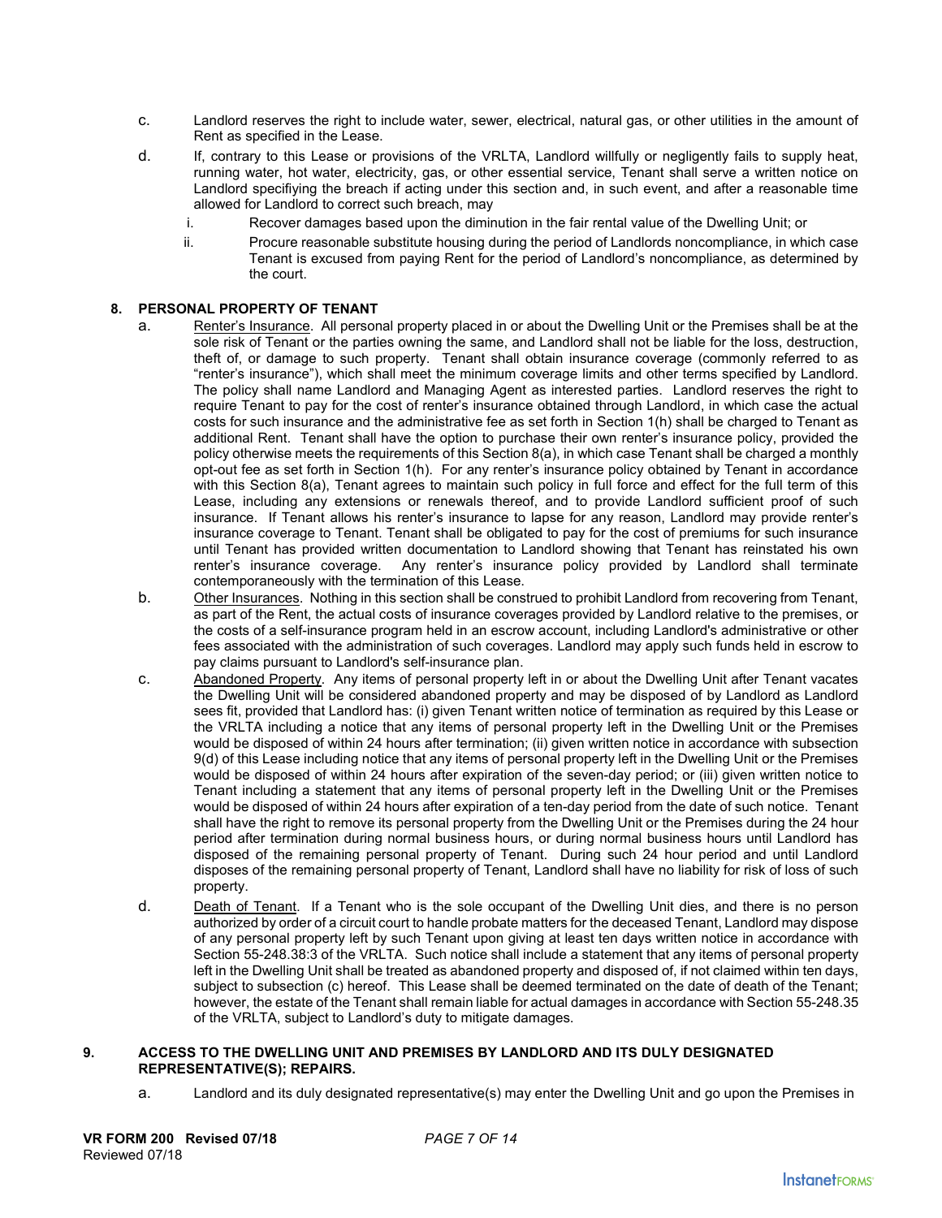c. Landlord reserves the right to include water, sewer, electrical, natural gas, or other utilities in the amount of Rent as specified in the Lease.

d. If, contrary to this Lease or provisions of the VRLTA, Landlord willfully or negligently fails to supply heat, running water, hot water, electricity, gas, or other essential service, Tenant shall serve a written notice on Landlord specifiying the breach if acting under this section and, in such event, and after a reasonable time allowed for Landlord to correct such breach, may

   i. Recover damages based upon the diminution in the fair rental value of the Dwelling Unit; or

   ii. Procure reasonable substitute housing during the period of Landlords noncompliance, in which case Tenant is excused from paying Rent for the period of Landlord's noncompliance, as determined by the court.

**8. PERSONAL PROPERTY OF TENANT**

a. Renter's Insurance. All personal property placed in or about the Dwelling Unit or the Premises shall be at the sole risk of Tenant or the parties owning the same, and Landlord shall not be liable for the loss, destruction, theft of, or damage to such property. Tenant shall obtain insurance coverage (commonly referred to as "renter's insurance"), which shall meet the minimum coverage limits and other terms specified by Landlord. The policy shall name Landlord and Managing Agent as interested parties. Landlord reserves the right to require Tenant to pay for the cost of renter's insurance obtained through Landlord, in which case the actual costs for such insurance and the administrative fee as set forth in Section 1(h) shall be charged to Tenant as additional Rent. Tenant shall have the option to purchase their own renter's insurance policy, provided the policy otherwise meets the requirements of this Section 8(a), in which case Tenant shall be charged a monthly opt-out fee as set forth in Section 1(h). For any renter's insurance policy obtained by Tenant in accordance with this Section 8(a), Tenant agrees to maintain such policy in full force and effect for the full term of this Lease, including any extensions or renewals thereof, and to provide Landlord sufficient proof of such insurance. If Tenant allows his renter's insurance to lapse for any reason, Landlord may provide renter's insurance coverage to Tenant. Tenant shall be obligated to pay for the cost of premiums for such insurance until Tenant has provided written documentation to Landlord showing that Tenant has reinstated his own renter's insurance coverage. Any renter's insurance policy provided by Landlord shall terminate contemporaneously with the termination of this Lease.

b. Other Insurances. Nothing in this section shall be construed to prohibit Landlord from recovering from Tenant, as part of the Rent, the actual costs of insurance coverages provided by Landlord relative to the premises, or the costs of a self-insurance program held in an escrow account, including Landlord's administrative or other fees associated with the administration of such coverages. Landlord may apply such funds held in escrow to pay claims pursuant to Landlord's self-insurance plan.

c. Abandoned Property. Any items of personal property left in or about the Dwelling Unit after Tenant vacates the Dwelling Unit will be considered abandoned property and may be disposed of by Landlord as Landlord sees fit, provided that Landlord has: (i) given Tenant written notice of termination as required by this Lease or the VRLTA including a notice that any items of personal property left in the Dwelling Unit or the Premises would be disposed of within 24 hours after termination; (ii) given written notice in accordance with subsection 9(d) of this Lease including notice that any items of personal property left in the Dwelling Unit or the Premises would be disposed of within 24 hours after expiration of the seven-day period; or (iii) given written notice to Tenant including a statement that any items of personal property left in the Dwelling Unit or the Premises would be disposed of within 24 hours after expiration of a ten-day period from the date of such notice. Tenant shall have the right to remove its personal property from the Dwelling Unit or the Premises during the 24 hour period after termination during normal business hours, or during normal business hours until Landlord has disposed of the remaining personal property of Tenant. During such 24 hour period and until Landlord disposes of the remaining personal property of Tenant, Landlord shall have no liability for risk of loss of such property.

d. Death of Tenant. If a Tenant who is the sole occupant of the Dwelling Unit dies, and there is no person authorized by order of a circuit court to handle probate matters for the deceased Tenant, Landlord may dispose of any personal property left by such Tenant upon giving at least ten days written notice in accordance with Section 55-248.38:3 of the VRLTA. Such notice shall include a statement that any items of personal property left in the Dwelling Unit shall be treated as abandoned property and disposed of, if not claimed within ten days, subject to subsection (c) hereof. This Lease shall be deemed terminated on the date of death of the Tenant; however, the estate of the Tenant shall remain liable for actual damages in accordance with Section 55-248.35 of the VRLTA, subject to Landlord's duty to mitigate damages.

**9. ACCESS TO THE DWELLING UNIT AND PREMISES BY LANDLORD AND ITS DULY DESIGNATED REPRESENTATIVE(S); REPAIRS.**

a. Landlord and its duly designated representative(s) may enter the Dwelling Unit and go upon the Premises in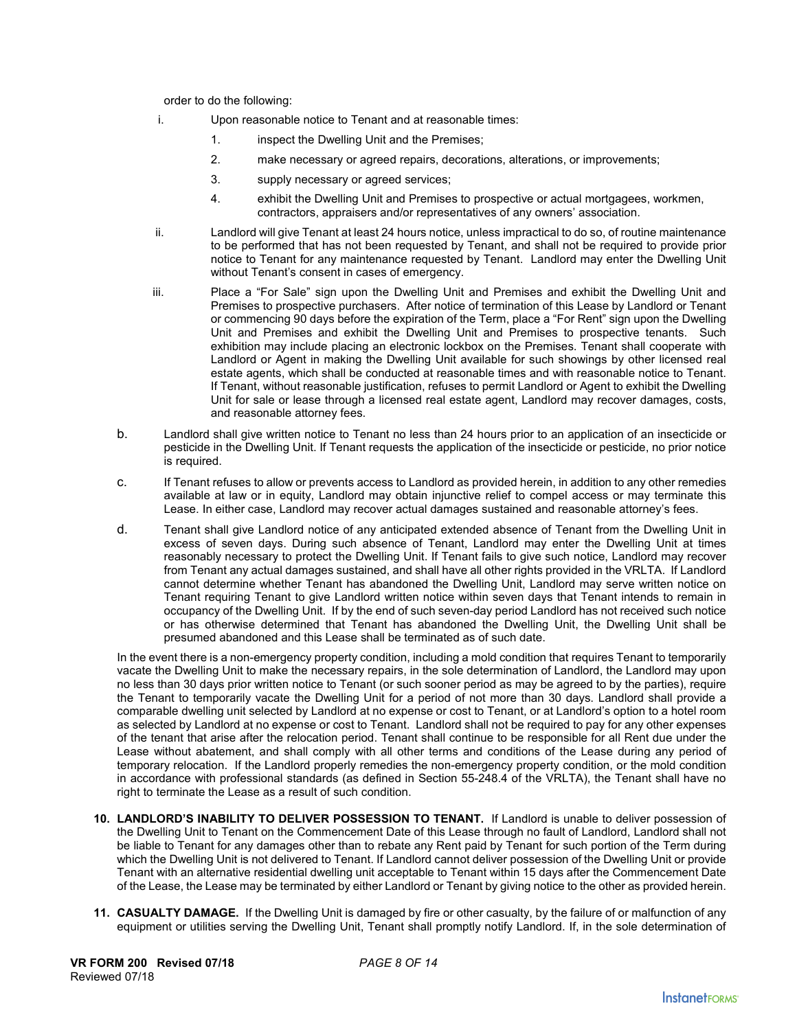order to do the following:

i. Upon reasonable notice to Tenant and at reasonable times:

1. inspect the Dwelling Unit and the Premises;
2. make necessary or agreed repairs, decorations, alterations, or improvements;
3. supply necessary or agreed services;
4. exhibit the Dwelling Unit and Premises to prospective or actual mortgagees, workmen, contractors, appraisers and/or representatives of any owners' association.

ii. Landlord will give Tenant at least 24 hours notice, unless impractical to do so, of routine maintenance to be performed that has not been requested by Tenant, and shall not be required to provide prior notice to Tenant for any maintenance requested by Tenant. Landlord may enter the Dwelling Unit without Tenant's consent in cases of emergency.

iii. Place a "For Sale" sign upon the Dwelling Unit and Premises and exhibit the Dwelling Unit and Premises to prospective purchasers. After notice of termination of this Lease by Landlord or Tenant or commencing 90 days before the expiration of the Term, place a "For Rent" sign upon the Dwelling Unit and Premises and exhibit the Dwelling Unit and Premises to prospective tenants. Such exhibition may include placing an electronic lockbox on the Premises. Tenant shall cooperate with Landlord or Agent in making the Dwelling Unit available for such showings by other licensed real estate agents, which shall be conducted at reasonable times and with reasonable notice to Tenant. If Tenant, without reasonable justification, refuses to permit Landlord or Agent to exhibit the Dwelling Unit for sale or lease through a licensed real estate agent, Landlord may recover damages, costs, and reasonable attorney fees.

b. Landlord shall give written notice to Tenant no less than 24 hours prior to an application of an insecticide or pesticide in the Dwelling Unit. If Tenant requests the application of the insecticide or pesticide, no prior notice is required.

c. If Tenant refuses to allow or prevents access to Landlord as provided herein, in addition to any other remedies available at law or in equity, Landlord may obtain injunctive relief to compel access or may terminate this Lease. In either case, Landlord may recover actual damages sustained and reasonable attorney's fees.

d. Tenant shall give Landlord notice of any anticipated extended absence of Tenant from the Dwelling Unit in excess of seven days. During such absence of Tenant, Landlord may enter the Dwelling Unit at times reasonably necessary to protect the Dwelling Unit. If Tenant fails to give such notice, Landlord may recover from Tenant any actual damages sustained, and shall have all other rights provided in the VRLTA. If Landlord cannot determine whether Tenant has abandoned the Dwelling Unit, Landlord may serve written notice on Tenant requiring Tenant to give Landlord written notice within seven days that Tenant intends to remain in occupancy of the Dwelling Unit. If by the end of such seven-day period Landlord has not received such notice or has otherwise determined that Tenant has abandoned the Dwelling Unit, the Dwelling Unit shall be presumed abandoned and this Lease shall be terminated as of such date.

In the event there is a non-emergency property condition, including a mold condition that requires Tenant to temporarily vacate the Dwelling Unit to make the necessary repairs, in the sole determination of Landlord, the Landlord may upon no less than 30 days prior written notice to Tenant (or such sooner period as may be agreed to by the parties), require the Tenant to temporarily vacate the Dwelling Unit for a period of not more than 30 days. Landlord shall provide a comparable dwelling unit selected by Landlord at no expense or cost to Tenant, or at Landlord's option to a hotel room as selected by Landlord at no expense or cost to Tenant. Landlord shall not be required to pay for any other expenses of the tenant that arise after the relocation period. Tenant shall continue to be responsible for all Rent due under the Lease without abatement, and shall comply with all other terms and conditions of the Lease during any period of temporary relocation. If the Landlord properly remedies the non-emergency property condition, or the mold condition in accordance with professional standards (as defined in Section 55-248.4 of the VRLTA), the Tenant shall have no right to terminate the Lease as a result of such condition.

**10. LANDLORD'S INABILITY TO DELIVER POSSESSION TO TENANT.** If Landlord is unable to deliver possession of the Dwelling Unit to Tenant on the Commencement Date of this Lease through no fault of Landlord, Landlord shall not be liable to Tenant for any damages other than to rebate any Rent paid by Tenant for such portion of the Term during which the Dwelling Unit is not delivered to Tenant. If Landlord cannot deliver possession of the Dwelling Unit or provide Tenant with an alternative residential dwelling unit acceptable to Tenant within 15 days after the Commencement Date of the Lease, the Lease may be terminated by either Landlord or Tenant by giving notice to the other as provided herein.

**11. CASUALTY DAMAGE.** If the Dwelling Unit is damaged by fire or other casualty, by the failure of or malfunction of any equipment or utilities serving the Dwelling Unit, Tenant shall promptly notify Landlord. If, in the sole determination of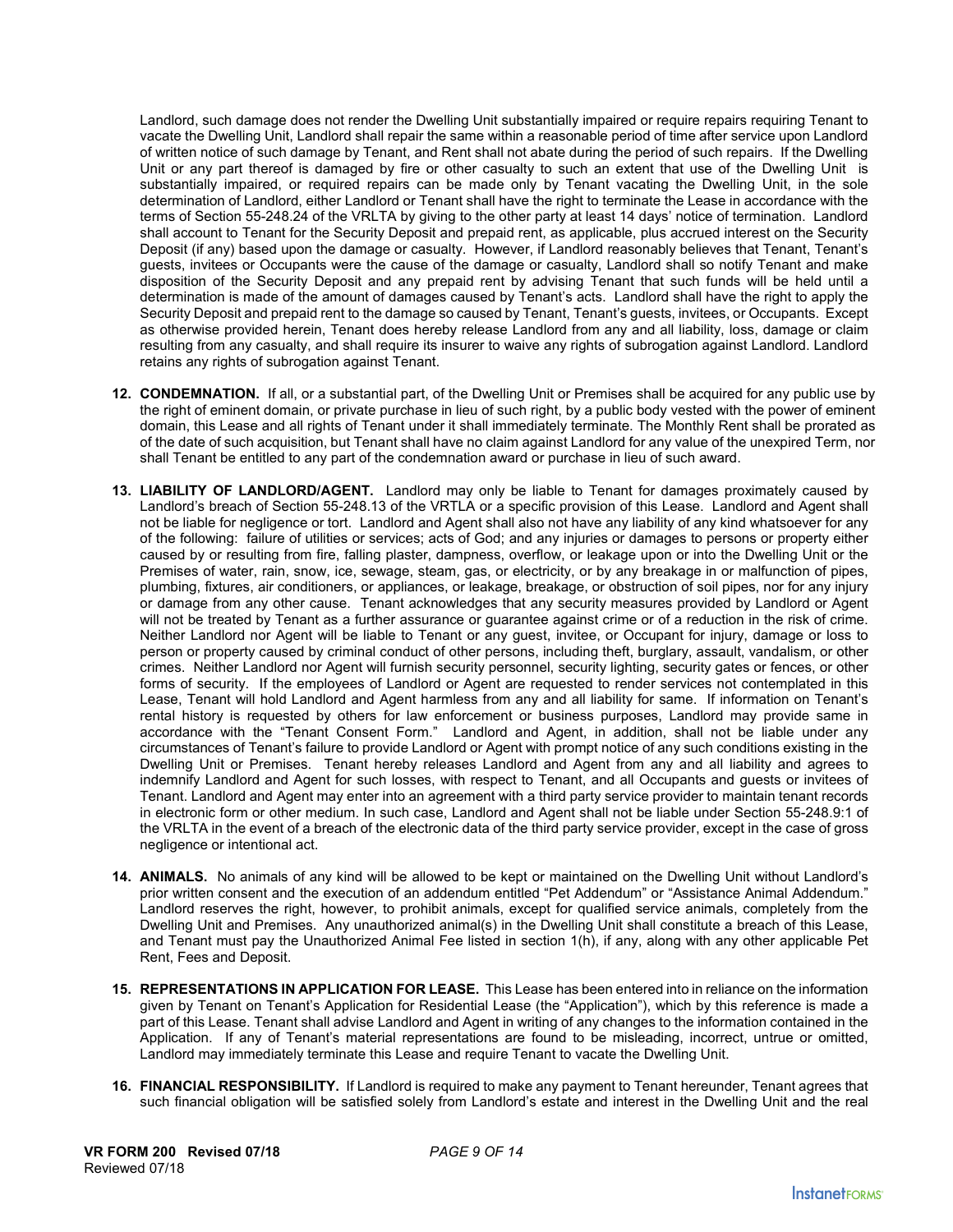Landlord, such damage does not render the Dwelling Unit substantially impaired or require repairs requiring Tenant to vacate the Dwelling Unit, Landlord shall repair the same within a reasonable period of time after service upon Landlord of written notice of such damage by Tenant, and Rent shall not abate during the period of such repairs. If the Dwelling Unit or any part thereof is damaged by fire or other casualty to such an extent that use of the Dwelling Unit is substantially impaired, or required repairs can be made only by Tenant vacating the Dwelling Unit, in the sole determination of Landlord, either Landlord or Tenant shall have the right to terminate the Lease in accordance with the terms of Section 55-248.24 of the VRLTA by giving to the other party at least 14 days' notice of termination. Landlord shall account to Tenant for the Security Deposit and prepaid rent, as applicable, plus accrued interest on the Security Deposit (if any) based upon the damage or casualty. However, if Landlord reasonably believes that Tenant, Tenant's guests, invitees or Occupants were the cause of the damage or casualty, Landlord shall so notify Tenant and make disposition of the Security Deposit and any prepaid rent by advising Tenant that such funds will be held until a determination is made of the amount of damages caused by Tenant's acts. Landlord shall have the right to apply the Security Deposit and prepaid rent to the damage so caused by Tenant, Tenant's guests, invitees, or Occupants. Except as otherwise provided herein, Tenant does hereby release Landlord from any and all liability, loss, damage or claim resulting from any casualty, and shall require its insurer to waive any rights of subrogation against Landlord. Landlord retains any rights of subrogation against Tenant.

12. **CONDEMNATION.** If all, or a substantial part, of the Dwelling Unit or Premises shall be acquired for any public use by the right of eminent domain, or private purchase in lieu of such right, by a public body vested with the power of eminent domain, this Lease and all rights of Tenant under it shall immediately terminate. The Monthly Rent shall be prorated as of the date of such acquisition, but Tenant shall have no claim against Landlord for any value of the unexpired Term, nor shall Tenant be entitled to any part of the condemnation award or purchase in lieu of such award.

13. **LIABILITY OF LANDLORD/AGENT.** Landlord may only be liable to Tenant for damages proximately caused by Landlord's breach of Section 55-248.13 of the VRTLA or a specific provision of this Lease. Landlord and Agent shall not be liable for negligence or tort. Landlord and Agent shall also not have any liability of any kind whatsoever for any of the following: failure of utilities or services; acts of God; and any injuries or damages to persons or property either caused by or resulting from fire, falling plaster, dampness, overflow, or leakage upon or into the Dwelling Unit or the Premises of water, rain, snow, ice, sewage, steam, gas, or electricity, or by any breakage in or malfunction of pipes, plumbing, fixtures, air conditioners, or appliances, or leakage, breakage, or obstruction of soil pipes, nor for any injury or damage from any other cause. Tenant acknowledges that any security measures provided by Landlord or Agent will not be treated by Tenant as a further assurance or guarantee against crime or of a reduction in the risk of crime. Neither Landlord nor Agent will be liable to Tenant or any guest, invitee, or Occupant for injury, damage or loss to person or property caused by criminal conduct of other persons, including theft, burglary, assault, vandalism, or other crimes. Neither Landlord nor Agent will furnish security personnel, security lighting, security gates or fences, or other forms of security. If the employees of Landlord or Agent are requested to render services not contemplated in this Lease, Tenant will hold Landlord and Agent harmless from any and all liability for same. If information on Tenant's rental history is requested by others for law enforcement or business purposes, Landlord may provide same in accordance with the "Tenant Consent Form." Landlord and Agent, in addition, shall not be liable under any circumstances of Tenant's failure to provide Landlord or Agent with prompt notice of any such conditions existing in the Dwelling Unit or Premises. Tenant hereby releases Landlord and Agent from any and all liability and agrees to indemnify Landlord and Agent for such losses, with respect to Tenant, and all Occupants and guests or invitees of Tenant. Landlord and Agent may enter into an agreement with a third party service provider to maintain tenant records in electronic form or other medium. In such case, Landlord and Agent shall not be liable under Section 55-248.9:1 of the VRLTA in the event of a breach of the electronic data of the third party service provider, except in the case of gross negligence or intentional act.

14. **ANIMALS.** No animals of any kind will be allowed to be kept or maintained on the Dwelling Unit without Landlord's prior written consent and the execution of an addendum entitled "Pet Addendum" or "Assistance Animal Addendum." Landlord reserves the right, however, to prohibit animals, except for qualified service animals, completely from the Dwelling Unit and Premises. Any unauthorized animal(s) in the Dwelling Unit shall constitute a breach of this Lease, and Tenant must pay the Unauthorized Animal Fee listed in section 1(h), if any, along with any other applicable Pet Rent, Fees and Deposit.

15. **REPRESENTATIONS IN APPLICATION FOR LEASE.** This Lease has been entered into in reliance on the information given by Tenant on Tenant's Application for Residential Lease (the "Application"), which by this reference is made a part of this Lease. Tenant shall advise Landlord and Agent in writing of any changes to the information contained in the Application. If any of Tenant's material representations are found to be misleading, incorrect, untrue or omitted, Landlord may immediately terminate this Lease and require Tenant to vacate the Dwelling Unit.

16. **FINANCIAL RESPONSIBILITY.** If Landlord is required to make any payment to Tenant hereunder, Tenant agrees that such financial obligation will be satisfied solely from Landlord's estate and interest in the Dwelling Unit and the real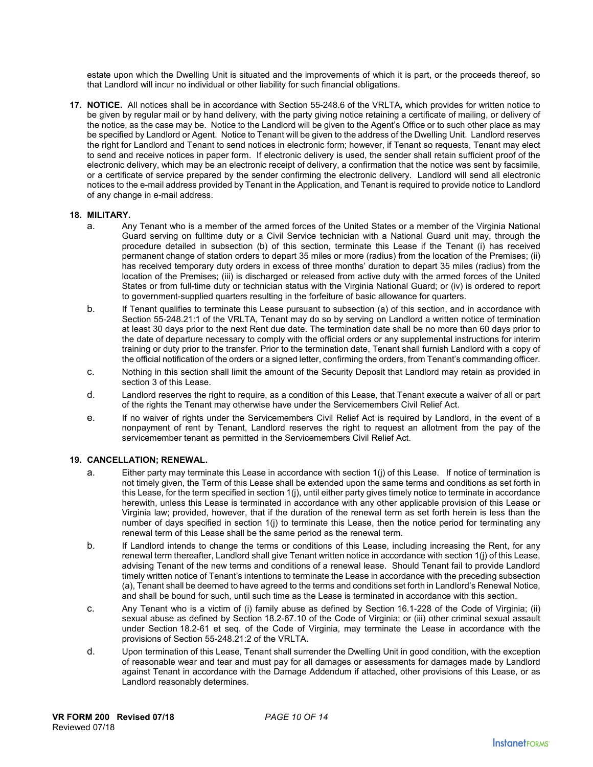estate upon which the Dwelling Unit is situated and the improvements of which it is part, or the proceeds thereof, so that Landlord will incur no individual or other liability for such financial obligations.

**17. NOTICE.** All notices shall be in accordance with Section 55-248.6 of the VRLTA**,** which provides for written notice to be given by regular mail or by hand delivery, with the party giving notice retaining a certificate of mailing, or delivery of the notice, as the case may be. Notice to the Landlord will be given to the Agent's Office or to such other place as may be specified by Landlord or Agent. Notice to Tenant will be given to the address of the Dwelling Unit. Landlord reserves the right for Landlord and Tenant to send notices in electronic form; however, if Tenant so requests, Tenant may elect to send and receive notices in paper form. If electronic delivery is used, the sender shall retain sufficient proof of the electronic delivery, which may be an electronic receipt of delivery, a confirmation that the notice was sent by facsimile, or a certificate of service prepared by the sender confirming the electronic delivery. Landlord will send all electronic notices to the e-mail address provided by Tenant in the Application, and Tenant is required to provide notice to Landlord of any change in e-mail address.

**18. MILITARY.**

a. Any Tenant who is a member of the armed forces of the United States or a member of the Virginia National Guard serving on fulltime duty or a Civil Service technician with a National Guard unit may, through the procedure detailed in subsection (b) of this section, terminate this Lease if the Tenant (i) has received permanent change of station orders to depart 35 miles or more (radius) from the location of the Premises; (ii) has received temporary duty orders in excess of three months' duration to depart 35 miles (radius) from the location of the Premises; (iii) is discharged or released from active duty with the armed forces of the United States or from full-time duty or technician status with the Virginia National Guard; or (iv) is ordered to report to government-supplied quarters resulting in the forfeiture of basic allowance for quarters.

b. If Tenant qualifies to terminate this Lease pursuant to subsection (a) of this section, and in accordance with Section 55-248.21:1 of the VRLTA, Tenant may do so by serving on Landlord a written notice of termination at least 30 days prior to the next Rent due date. The termination date shall be no more than 60 days prior to the date of departure necessary to comply with the official orders or any supplemental instructions for interim training or duty prior to the transfer. Prior to the termination date, Tenant shall furnish Landlord with a copy of the official notification of the orders or a signed letter, confirming the orders, from Tenant's commanding officer.

c. Nothing in this section shall limit the amount of the Security Deposit that Landlord may retain as provided in section 3 of this Lease.

d. Landlord reserves the right to require, as a condition of this Lease, that Tenant execute a waiver of all or part of the rights the Tenant may otherwise have under the Servicemembers Civil Relief Act.

e. If no waiver of rights under the Servicemembers Civil Relief Act is required by Landlord, in the event of a nonpayment of rent by Tenant, Landlord reserves the right to request an allotment from the pay of the servicemember tenant as permitted in the Servicemembers Civil Relief Act.

**19. CANCELLATION; RENEWAL.**

a. Either party may terminate this Lease in accordance with section 1(j) of this Lease. If notice of termination is not timely given, the Term of this Lease shall be extended upon the same terms and conditions as set forth in this Lease, for the term specified in section 1(j), until either party gives timely notice to terminate in accordance herewith, unless this Lease is terminated in accordance with any other applicable provision of this Lease or Virginia law; provided, however, that if the duration of the renewal term as set forth herein is less than the number of days specified in section 1(j) to terminate this Lease, then the notice period for terminating any renewal term of this Lease shall be the same period as the renewal term.

b. If Landlord intends to change the terms or conditions of this Lease, including increasing the Rent, for any renewal term thereafter, Landlord shall give Tenant written notice in accordance with section 1(j) of this Lease, advising Tenant of the new terms and conditions of a renewal lease. Should Tenant fail to provide Landlord timely written notice of Tenant's intentions to terminate the Lease in accordance with the preceding subsection (a), Tenant shall be deemed to have agreed to the terms and conditions set forth in Landlord's Renewal Notice, and shall be bound for such, until such time as the Lease is terminated in accordance with this section.

c. Any Tenant who is a victim of (i) family abuse as defined by Section 16.1-228 of the Code of Virginia; (ii) sexual abuse as defined by Section 18.2-67.10 of the Code of Virginia; or (iii) other criminal sexual assault under Section 18.2-61 et seq. of the Code of Virginia, may terminate the Lease in accordance with the provisions of Section 55-248.21:2 of the VRLTA.

d. Upon termination of this Lease, Tenant shall surrender the Dwelling Unit in good condition, with the exception of reasonable wear and tear and must pay for all damages or assessments for damages made by Landlord against Tenant in accordance with the Damage Addendum if attached, other provisions of this Lease, or as Landlord reasonably determines.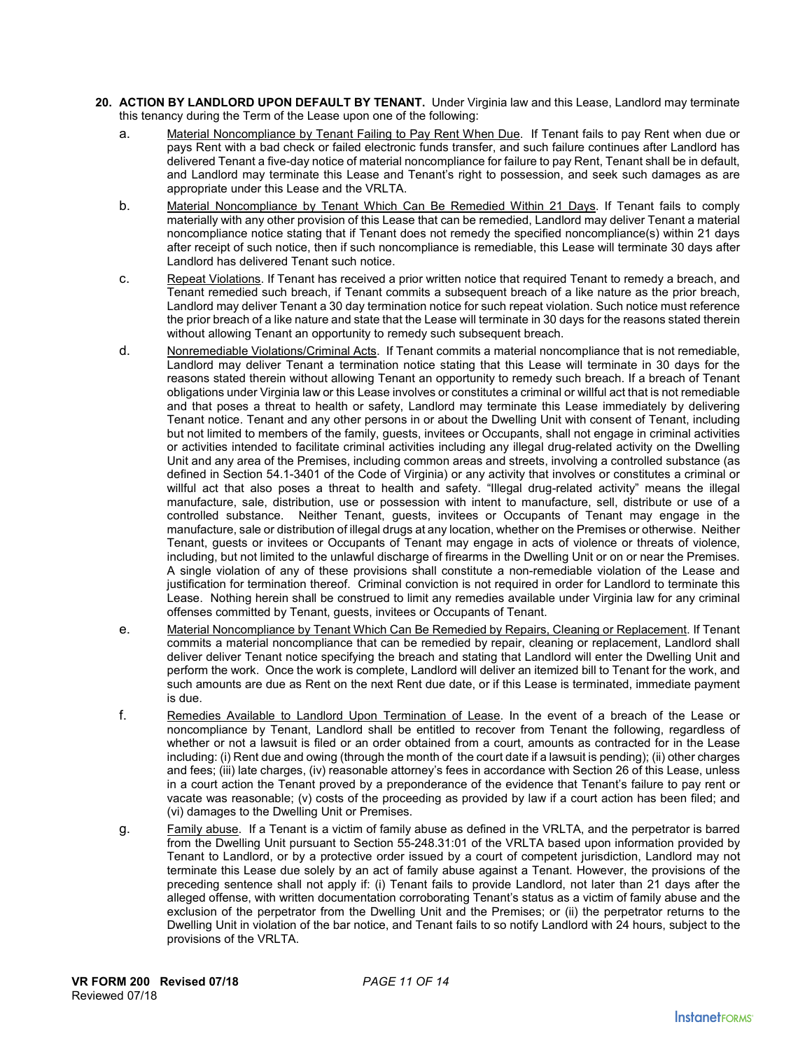**20. ACTION BY LANDLORD UPON DEFAULT BY TENANT.** Under Virginia law and this Lease, Landlord may terminate this tenancy during the Term of the Lease upon one of the following:

a. Material Noncompliance by Tenant Failing to Pay Rent When Due. If Tenant fails to pay Rent when due or pays Rent with a bad check or failed electronic funds transfer, and such failure continues after Landlord has delivered Tenant a five-day notice of material noncompliance for failure to pay Rent, Tenant shall be in default, and Landlord may terminate this Lease and Tenant's right to possession, and seek such damages as are appropriate under this Lease and the VRLTA.

b. Material Noncompliance by Tenant Which Can Be Remedied Within 21 Days. If Tenant fails to comply materially with any other provision of this Lease that can be remedied, Landlord may deliver Tenant a material noncompliance notice stating that if Tenant does not remedy the specified noncompliance(s) within 21 days after receipt of such notice, then if such noncompliance is remediable, this Lease will terminate 30 days after Landlord has delivered Tenant such notice.

c. Repeat Violations. If Tenant has received a prior written notice that required Tenant to remedy a breach, and Tenant remedied such breach, if Tenant commits a subsequent breach of a like nature as the prior breach, Landlord may deliver Tenant a 30 day termination notice for such repeat violation. Such notice must reference the prior breach of a like nature and state that the Lease will terminate in 30 days for the reasons stated therein without allowing Tenant an opportunity to remedy such subsequent breach.

d. Nonremediable Violations/Criminal Acts. If Tenant commits a material noncompliance that is not remediable, Landlord may deliver Tenant a termination notice stating that this Lease will terminate in 30 days for the reasons stated therein without allowing Tenant an opportunity to remedy such breach. If a breach of Tenant obligations under Virginia law or this Lease involves or constitutes a criminal or willful act that is not remediable and that poses a threat to health or safety, Landlord may terminate this Lease immediately by delivering Tenant notice. Tenant and any other persons in or about the Dwelling Unit with consent of Tenant, including but not limited to members of the family, guests, invitees or Occupants, shall not engage in criminal activities or activities intended to facilitate criminal activities including any illegal drug-related activity on the Dwelling Unit and any area of the Premises, including common areas and streets, involving a controlled substance (as defined in Section 54.1-3401 of the Code of Virginia) or any activity that involves or constitutes a criminal or willful act that also poses a threat to health and safety. "Illegal drug-related activity" means the illegal manufacture, sale, distribution, use or possession with intent to manufacture, sell, distribute or use of a controlled substance. Neither Tenant, guests, invitees or Occupants of Tenant may engage in the manufacture, sale or distribution of illegal drugs at any location, whether on the Premises or otherwise. Neither Tenant, guests or invitees or Occupants of Tenant may engage in acts of violence or threats of violence, including, but not limited to the unlawful discharge of firearms in the Dwelling Unit or on or near the Premises. A single violation of any of these provisions shall constitute a non-remediable violation of the Lease and justification for termination thereof. Criminal conviction is not required in order for Landlord to terminate this Lease. Nothing herein shall be construed to limit any remedies available under Virginia law for any criminal offenses committed by Tenant, guests, invitees or Occupants of Tenant.

e. Material Noncompliance by Tenant Which Can Be Remedied by Repairs, Cleaning or Replacement. If Tenant commits a material noncompliance that can be remedied by repair, cleaning or replacement, Landlord shall deliver deliver Tenant notice specifying the breach and stating that Landlord will enter the Dwelling Unit and perform the work. Once the work is complete, Landlord will deliver an itemized bill to Tenant for the work, and such amounts are due as Rent on the next Rent due date, or if this Lease is terminated, immediate payment is due.

f. Remedies Available to Landlord Upon Termination of Lease. In the event of a breach of the Lease or noncompliance by Tenant, Landlord shall be entitled to recover from Tenant the following, regardless of whether or not a lawsuit is filed or an order obtained from a court, amounts as contracted for in the Lease including: (i) Rent due and owing (through the month of the court date if a lawsuit is pending); (ii) other charges and fees; (iii) late charges, (iv) reasonable attorney's fees in accordance with Section 26 of this Lease, unless in a court action the Tenant proved by a preponderance of the evidence that Tenant's failure to pay rent or vacate was reasonable; (v) costs of the proceeding as provided by law if a court action has been filed; and (vi) damages to the Dwelling Unit or Premises.

g. Family abuse. If a Tenant is a victim of family abuse as defined in the VRLTA, and the perpetrator is barred from the Dwelling Unit pursuant to Section 55-248.31:01 of the VRLTA based upon information provided by Tenant to Landlord, or by a protective order issued by a court of competent jurisdiction, Landlord may not terminate this Lease due solely by an act of family abuse against a Tenant. However, the provisions of the preceding sentence shall not apply if: (i) Tenant fails to provide Landlord, not later than 21 days after the alleged offense, with written documentation corroborating Tenant's status as a victim of family abuse and the exclusion of the perpetrator from the Dwelling Unit and the Premises; or (ii) the perpetrator returns to the Dwelling Unit in violation of the bar notice, and Tenant fails to so notify Landlord with 24 hours, subject to the provisions of the VRLTA.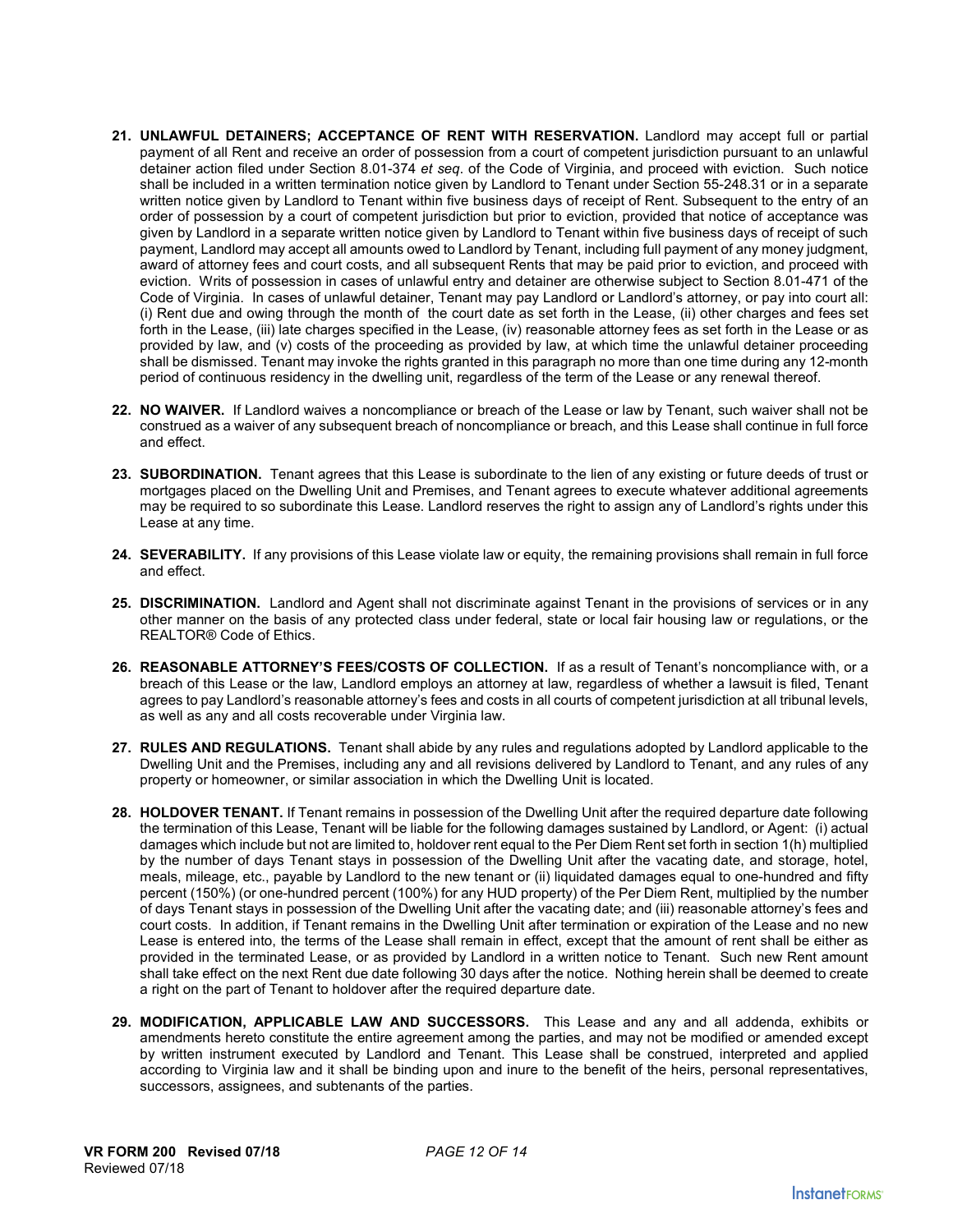21. **UNLAWFUL DETAINERS; ACCEPTANCE OF RENT WITH RESERVATION.** Landlord may accept full or partial payment of all Rent and receive an order of possession from a court of competent jurisdiction pursuant to an unlawful detainer action filed under Section 8.01-374 *et seq*. of the Code of Virginia, and proceed with eviction. Such notice shall be included in a written termination notice given by Landlord to Tenant under Section 55-248.31 or in a separate written notice given by Landlord to Tenant within five business days of receipt of Rent. Subsequent to the entry of an order of possession by a court of competent jurisdiction but prior to eviction, provided that notice of acceptance was given by Landlord in a separate written notice given by Landlord to Tenant within five business days of receipt of such payment, Landlord may accept all amounts owed to Landlord by Tenant, including full payment of any money judgment, award of attorney fees and court costs, and all subsequent Rents that may be paid prior to eviction, and proceed with eviction. Writs of possession in cases of unlawful entry and detainer are otherwise subject to Section 8.01-471 of the Code of Virginia. In cases of unlawful detainer, Tenant may pay Landlord or Landlord's attorney, or pay into court all: (i) Rent due and owing through the month of the court date as set forth in the Lease, (ii) other charges and fees set forth in the Lease, (iii) late charges specified in the Lease, (iv) reasonable attorney fees as set forth in the Lease or as provided by law, and (v) costs of the proceeding as provided by law, at which time the unlawful detainer proceeding shall be dismissed. Tenant may invoke the rights granted in this paragraph no more than one time during any 12-month period of continuous residency in the dwelling unit, regardless of the term of the Lease or any renewal thereof.

22. **NO WAIVER.** If Landlord waives a noncompliance or breach of the Lease or law by Tenant, such waiver shall not be construed as a waiver of any subsequent breach of noncompliance or breach, and this Lease shall continue in full force and effect.

23. **SUBORDINATION.** Tenant agrees that this Lease is subordinate to the lien of any existing or future deeds of trust or mortgages placed on the Dwelling Unit and Premises, and Tenant agrees to execute whatever additional agreements may be required to so subordinate this Lease. Landlord reserves the right to assign any of Landlord's rights under this Lease at any time.

24. **SEVERABILITY.** If any provisions of this Lease violate law or equity, the remaining provisions shall remain in full force and effect.

25. **DISCRIMINATION.** Landlord and Agent shall not discriminate against Tenant in the provisions of services or in any other manner on the basis of any protected class under federal, state or local fair housing law or regulations, or the REALTOR® Code of Ethics.

26. **REASONABLE ATTORNEY'S FEES/COSTS OF COLLECTION.** If as a result of Tenant's noncompliance with, or a breach of this Lease or the law, Landlord employs an attorney at law, regardless of whether a lawsuit is filed, Tenant agrees to pay Landlord's reasonable attorney's fees and costs in all courts of competent jurisdiction at all tribunal levels, as well as any and all costs recoverable under Virginia law.

27. **RULES AND REGULATIONS.** Tenant shall abide by any rules and regulations adopted by Landlord applicable to the Dwelling Unit and the Premises, including any and all revisions delivered by Landlord to Tenant, and any rules of any property or homeowner, or similar association in which the Dwelling Unit is located.

28. **HOLDOVER TENANT.** If Tenant remains in possession of the Dwelling Unit after the required departure date following the termination of this Lease, Tenant will be liable for the following damages sustained by Landlord, or Agent: (i) actual damages which include but not are limited to, holdover rent equal to the Per Diem Rent set forth in section 1(h) multiplied by the number of days Tenant stays in possession of the Dwelling Unit after the vacating date, and storage, hotel, meals, mileage, etc., payable by Landlord to the new tenant or (ii) liquidated damages equal to one-hundred and fifty percent (150%) (or one-hundred percent (100%) for any HUD property) of the Per Diem Rent, multiplied by the number of days Tenant stays in possession of the Dwelling Unit after the vacating date; and (iii) reasonable attorney's fees and court costs. In addition, if Tenant remains in the Dwelling Unit after termination or expiration of the Lease and no new Lease is entered into, the terms of the Lease shall remain in effect, except that the amount of rent shall be either as provided in the terminated Lease, or as provided by Landlord in a written notice to Tenant. Such new Rent amount shall take effect on the next Rent due date following 30 days after the notice. Nothing herein shall be deemed to create a right on the part of Tenant to holdover after the required departure date.

29. **MODIFICATION, APPLICABLE LAW AND SUCCESSORS.** This Lease and any and all addenda, exhibits or amendments hereto constitute the entire agreement among the parties, and may not be modified or amended except by written instrument executed by Landlord and Tenant. This Lease shall be construed, interpreted and applied according to Virginia law and it shall be binding upon and inure to the benefit of the heirs, personal representatives, successors, assignees, and subtenants of the parties.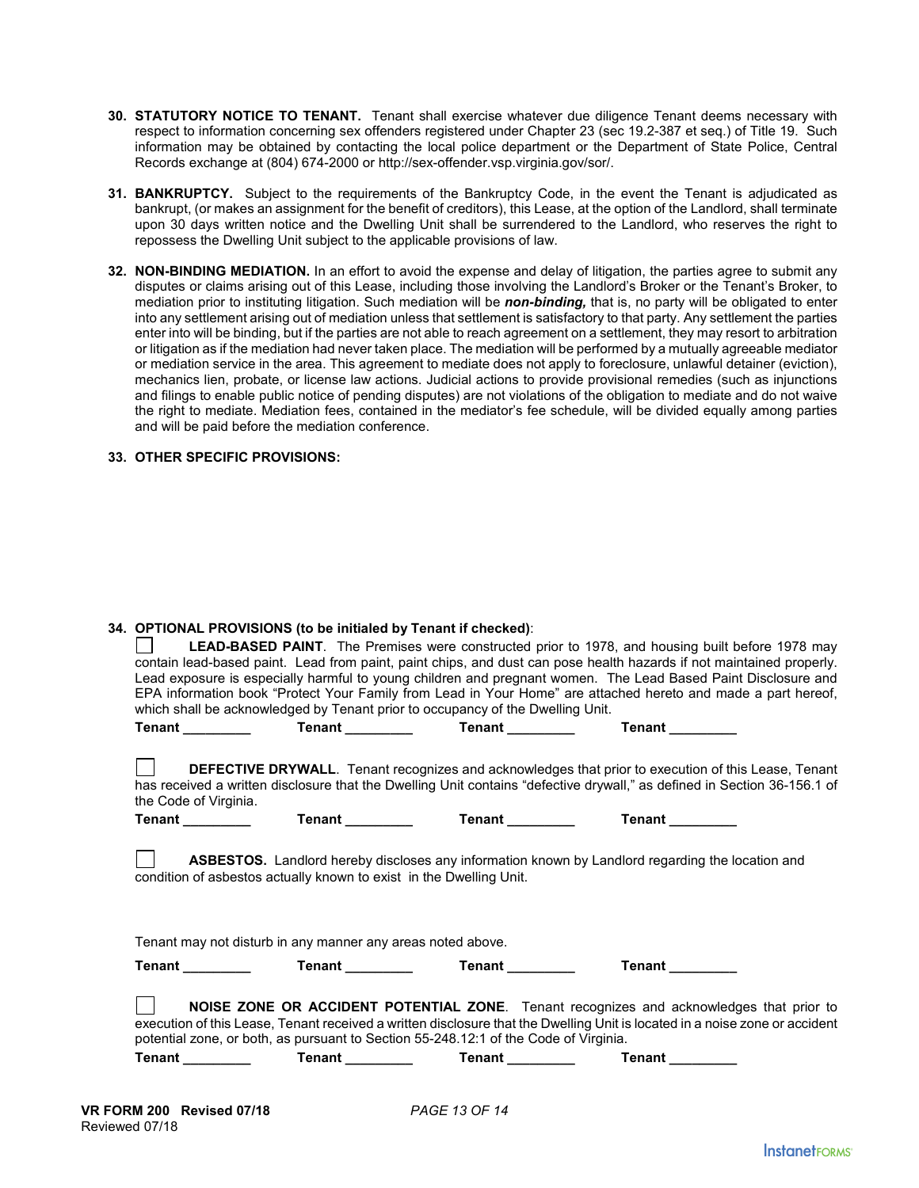**30. STATUTORY NOTICE TO TENANT.** Tenant shall exercise whatever due diligence Tenant deems necessary with respect to information concerning sex offenders registered under Chapter 23 (sec 19.2-387 et seq.) of Title 19. Such information may be obtained by contacting the local police department or the Department of State Police, Central Records exchange at (804) 674-2000 or http://sex-offender.vsp.virginia.gov/sor/.

**31. BANKRUPTCY.** Subject to the requirements of the Bankruptcy Code, in the event the Tenant is adjudicated as bankrupt, (or makes an assignment for the benefit of creditors), this Lease, at the option of the Landlord, shall terminate upon 30 days written notice and the Dwelling Unit shall be surrendered to the Landlord, who reserves the right to repossess the Dwelling Unit subject to the applicable provisions of law.

**32. NON-BINDING MEDIATION.** In an effort to avoid the expense and delay of litigation, the parties agree to submit any disputes or claims arising out of this Lease, including those involving the Landlord's Broker or the Tenant's Broker, to mediation prior to instituting litigation. Such mediation will be ***non-binding,*** that is, no party will be obligated to enter into any settlement arising out of mediation unless that settlement is satisfactory to that party. Any settlement the parties enter into will be binding, but if the parties are not able to reach agreement on a settlement, they may resort to arbitration or litigation as if the mediation had never taken place. The mediation will be performed by a mutually agreeable mediator or mediation service in the area. This agreement to mediate does not apply to foreclosure, unlawful detainer (eviction), mechanics lien, probate, or license law actions. Judicial actions to provide provisional remedies (such as injunctions and filings to enable public notice of pending disputes) are not violations of the obligation to mediate and do not waive the right to mediate. Mediation fees, contained in the mediator's fee schedule, will be divided equally among parties and will be paid before the mediation conference.

**33. OTHER SPECIFIC PROVISIONS:**

**34. OPTIONAL PROVISIONS (to be initialed by Tenant if checked)**:

☐ **LEAD-BASED PAINT**. The Premises were constructed prior to 1978, and housing built before 1978 may contain lead-based paint. Lead from paint, paint chips, and dust can pose health hazards if not maintained properly. Lead exposure is especially harmful to young children and pregnant women. The Lead Based Paint Disclosure and EPA information book "Protect Your Family from Lead in Your Home" are attached hereto and made a part hereof, which shall be acknowledged by Tenant prior to occupancy of the Dwelling Unit.

**Tenant** _________ **Tenant** _________ **Tenant** _________ **Tenant** _________

☐ **DEFECTIVE DRYWALL**. Tenant recognizes and acknowledges that prior to execution of this Lease, Tenant has received a written disclosure that the Dwelling Unit contains "defective drywall," as defined in Section 36-156.1 of the Code of Virginia.

**Tenant** _________ **Tenant** _________ **Tenant** _________ **Tenant** _________

☐ **ASBESTOS.** Landlord hereby discloses any information known by Landlord regarding the location and condition of asbestos actually known to exist in the Dwelling Unit.

Tenant may not disturb in any manner any areas noted above.

**Tenant** _________ **Tenant** _________ **Tenant** _________ **Tenant** _________

☐ **NOISE ZONE OR ACCIDENT POTENTIAL ZONE**. Tenant recognizes and acknowledges that prior to execution of this Lease, Tenant received a written disclosure that the Dwelling Unit is located in a noise zone or accident potential zone, or both, as pursuant to Section 55-248.12:1 of the Code of Virginia.

**Tenant** _________ **Tenant** _________ **Tenant** _________ **Tenant** _________

**VR FORM 200 Revised 07/18**
Reviewed 07/18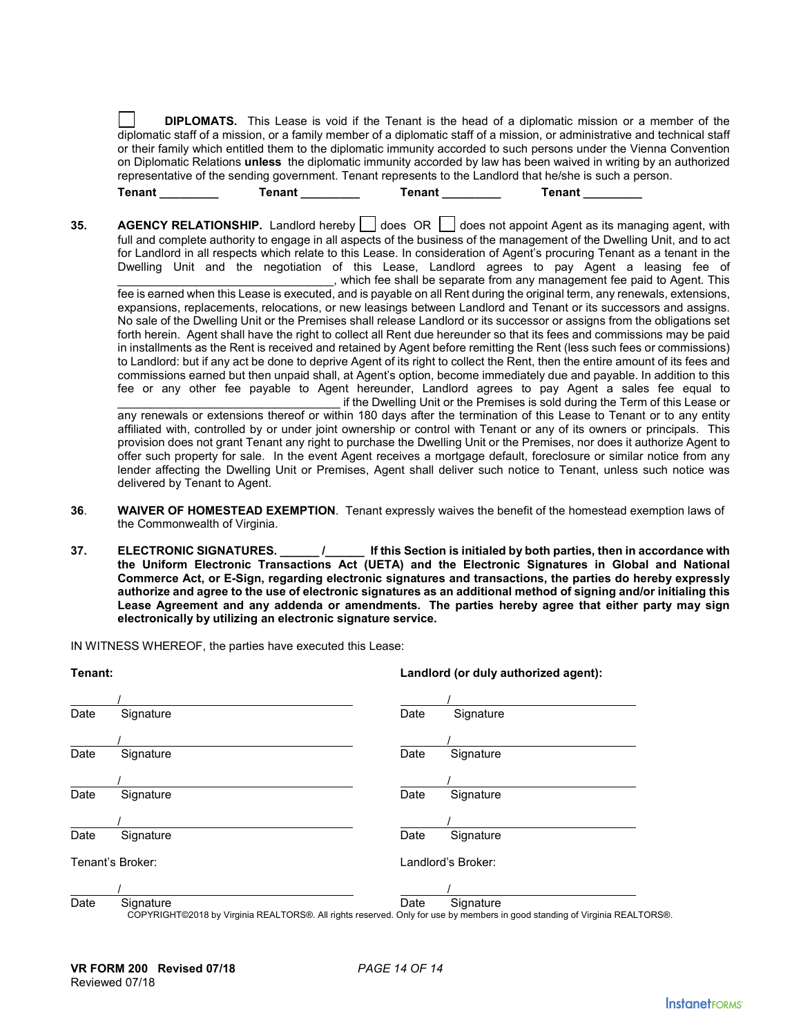☐ **DIPLOMATS.** This Lease is void if the Tenant is the head of a diplomatic mission or a member of the diplomatic staff of a mission, or a family member of a diplomatic staff of a mission, or administrative and technical staff or their family which entitled them to the diplomatic immunity accorded to such persons under the Vienna Convention on Diplomatic Relations **unless** the diplomatic immunity accorded by law has been waived in writing by an authorized representative of the sending government. Tenant represents to the Landlord that he/she is such a person.

**Tenant ________ Tenant ________ Tenant ________ Tenant ________**

**35. AGENCY RELATIONSHIP.** Landlord hereby ☐ does OR ☐ does not appoint Agent as its managing agent, with full and complete authority to engage in all aspects of the business of the management of the Dwelling Unit, and to act for Landlord in all respects which relate to this Lease. In consideration of Agent's procuring Tenant as a tenant in the Dwelling Unit and the negotiation of this Lease, Landlord agrees to pay Agent a leasing fee of _________________________________, which fee shall be separate from any management fee paid to Agent. This fee is earned when this Lease is executed, and is payable on all Rent during the original term, any renewals, extensions, expansions, replacements, relocations, or new leasings between Landlord and Tenant or its successors and assigns. No sale of the Dwelling Unit or the Premises shall release Landlord or its successor or assigns from the obligations set forth herein. Agent shall have the right to collect all Rent due hereunder so that its fees and commissions may be paid in installments as the Rent is received and retained by Agent before remitting the Rent (less such fees or commissions) to Landlord: but if any act be done to deprive Agent of its right to collect the Rent, then the entire amount of its fees and commissions earned but then unpaid shall, at Agent's option, become immediately due and payable. In addition to this fee or any other fee payable to Agent hereunder, Landlord agrees to pay Agent a sales fee equal to _________________________________ if the Dwelling Unit or the Premises is sold during the Term of this Lease or any renewals or extensions thereof or within 180 days after the termination of this Lease to Tenant or to any entity affiliated with, controlled by or under joint ownership or control with Tenant or any of its owners or principals. This provision does not grant Tenant any right to purchase the Dwelling Unit or the Premises, nor does it authorize Agent to offer such property for sale. In the event Agent receives a mortgage default, foreclosure or similar notice from any lender affecting the Dwelling Unit or Premises, Agent shall deliver such notice to Tenant, unless such notice was delivered by Tenant to Agent.

**36. WAIVER OF HOMESTEAD EXEMPTION**. Tenant expressly waives the benefit of the homestead exemption laws of the Commonwealth of Virginia.

**37. ELECTRONIC SIGNATURES. ______ /______ If this Section is initialed by both parties, then in accordance with the Uniform Electronic Transactions Act (UETA) and the Electronic Signatures in Global and National Commerce Act, or E-Sign, regarding electronic signatures and transactions, the parties do hereby expressly authorize and agree to the use of electronic signatures as an additional method of signing and/or initialing this Lease Agreement and any addenda or amendments. The parties hereby agree that either party may sign electronically by utilizing an electronic signature service.**

IN WITNESS WHEREOF, the parties have executed this Lease:

| **Tenant:** | **Landlord (or duly authorized agent):** |
|---|---|
| ______ / ______________________ | ______ / ______________________ |
| Date Signature | Date Signature |
| ______ / ______________________ | ______ / ______________________ |
| Date Signature | Date Signature |
| ______ / ______________________ | ______ / ______________________ |
| Date Signature | Date Signature |
| ______ / ______________________ | ______ / ______________________ |
| Date Signature | Date Signature |
| Tenant's Broker: | Landlord's Broker: |
| ______ / ______________________ | ______ / ______________________ |
| Date Signature | Date Signature |

COPYRIGHT©2018 by Virginia REALTORS®. All rights reserved. Only for use by members in good standing of Virginia REALTORS®.

**VR FORM 200 Revised 07/18**
Reviewed 07/18